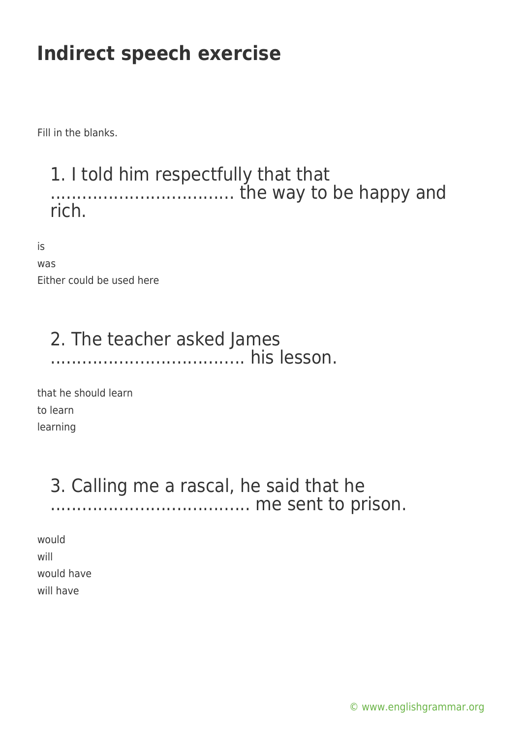# Indirect speech exercise

Fill in the blanks.

## 1. I told him respectfully that that .................................. the way to be happy and rich.

is

was

Either could be used here

## 2. The teacher asked James .................................... his lesson.

that he should learn

to learn

learning

## 3. Calling me a rascal, he said that he ..................................... me sent to prison.

would

will

would have

will have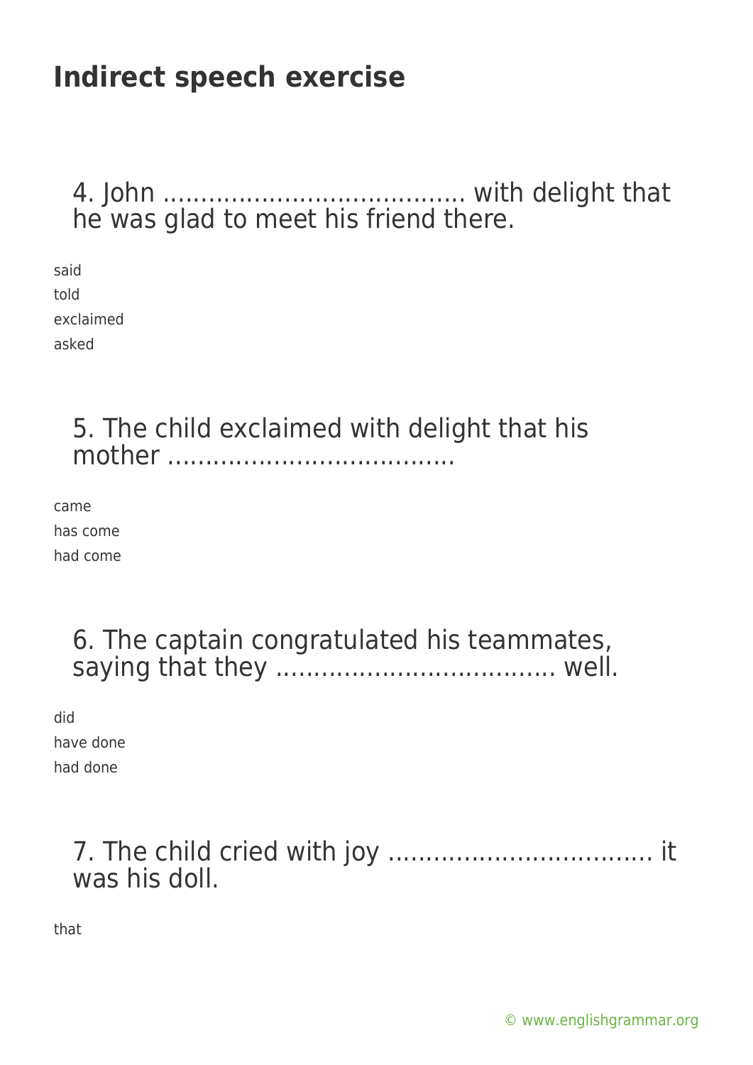# Indirect speech exercise

## 4. John ....................................... with delight that he was glad to meet his friend there.

said
told
exclaimed
asked

## 5. The child exclaimed with delight that his mother .....................................

came
has come
had come

## 6. The captain congratulated his teammates, saying that they .................................... well.

did
have done
had done

## 7. The child cried with joy ................................... it was his doll.

that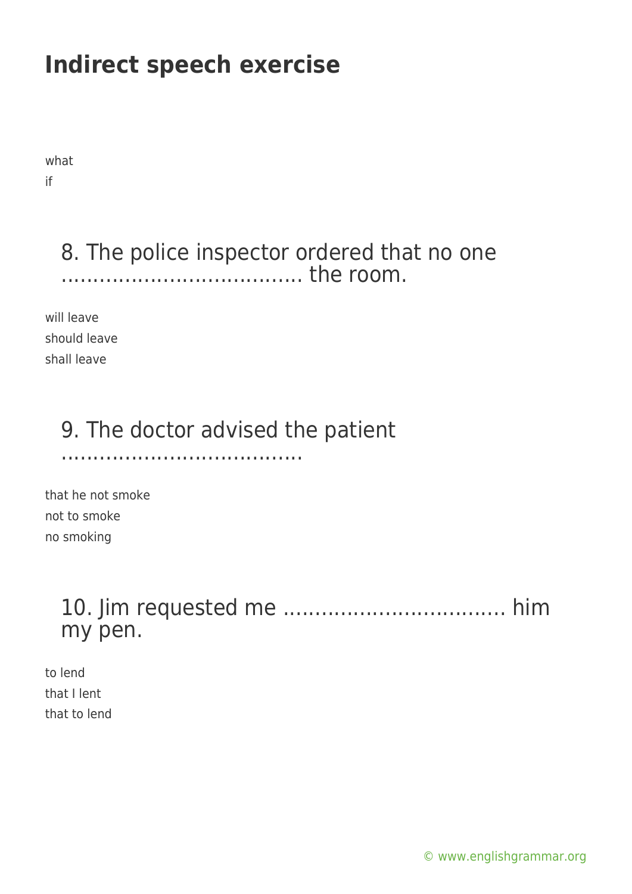# Indirect speech exercise

what
if

### 8. The police inspector ordered that no one ………………………………. the room.

will leave
should leave
shall leave

### 9. The doctor advised the patient ……………………………….

that he not smoke
not to smoke
no smoking

### 10. Jim requested me ……………………………. him my pen.

to lend
that I lent
that to lend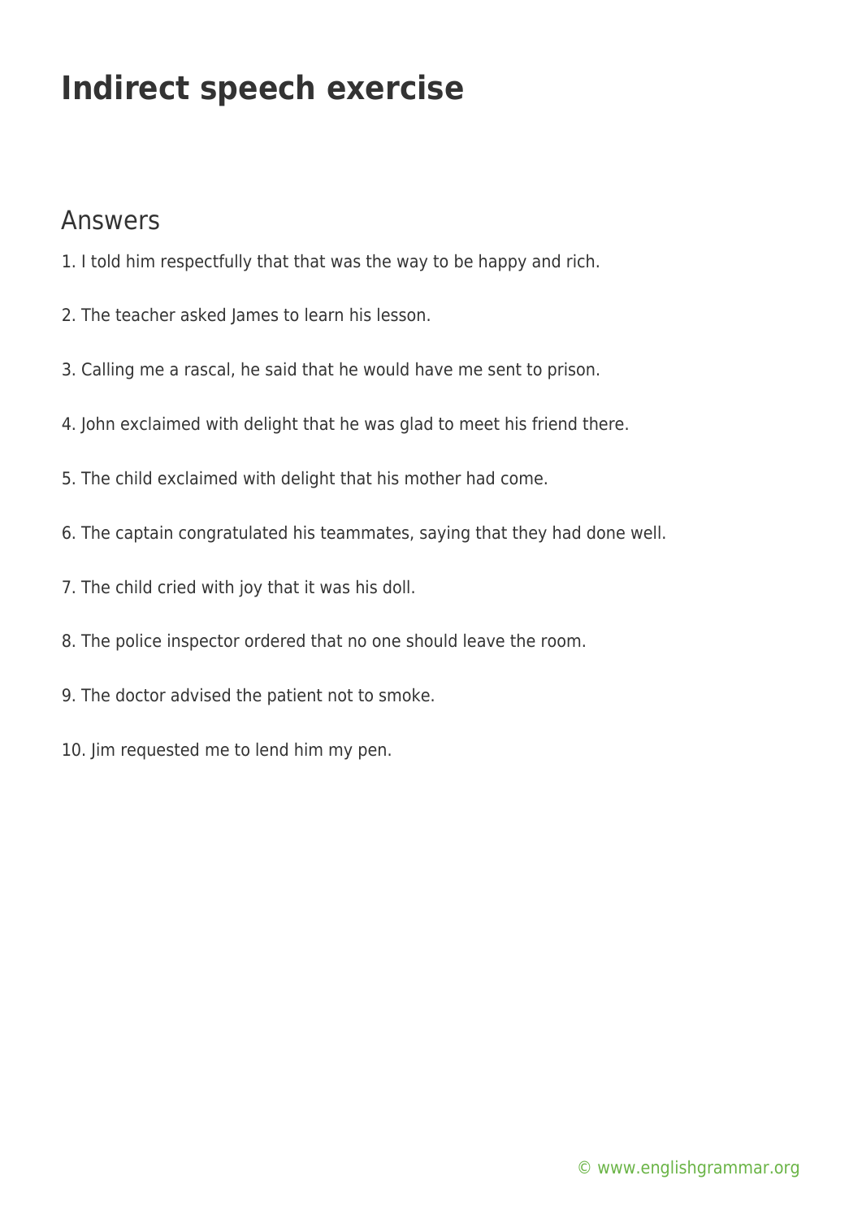# Indirect speech exercise

## Answers

1. I told him respectfully that that was the way to be happy and rich.

2. The teacher asked James to learn his lesson.

3. Calling me a rascal, he said that he would have me sent to prison.

4. John exclaimed with delight that he was glad to meet his friend there.

5. The child exclaimed with delight that his mother had come.

6. The captain congratulated his teammates, saying that they had done well.

7. The child cried with joy that it was his doll.

8. The police inspector ordered that no one should leave the room.

9. The doctor advised the patient not to smoke.

10. Jim requested me to lend him my pen.

© www.englishgrammar.org